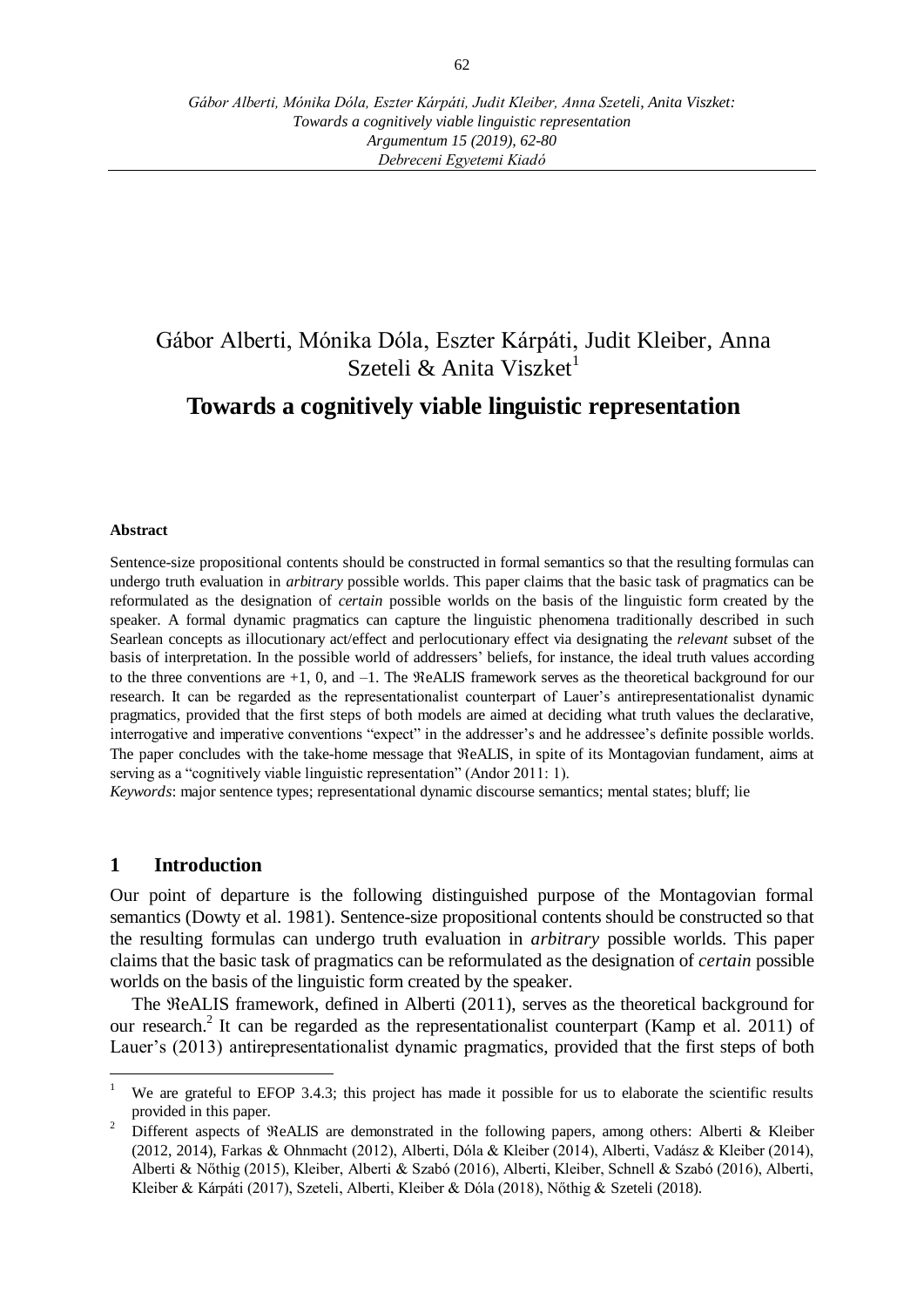# Gábor Alberti, Mónika Dóla, Eszter Kárpáti, Judit Kleiber, Anna Szeteli & Anita Viszket[1]

## Towards a cognitively viable linguistic representation

**Abstract**

Sentence-size propositional contents should be constructed in formal semantics so that the resulting formulas can undergo truth evaluation in *arbitrary* possible worlds. This paper claims that the basic task of pragmatics can be reformulated as the designation of *certain* possible worlds on the basis of the linguistic form created by the speaker. A formal dynamic pragmatics can capture the linguistic phenomena traditionally described in such Searlean concepts as illocutionary act/effect and perlocutionary effect via designating the *relevant* subset of the basis of interpretation. In the possible world of addressers' beliefs, for instance, the ideal truth values according to the three conventions are +1, 0, and –1. The ℜeALIS framework serves as the theoretical background for our research. It can be regarded as the representationalist counterpart of Lauer's antirepresentationalist dynamic pragmatics, provided that the first steps of both models are aimed at deciding what truth values the declarative, interrogative and imperative conventions "expect" in the addresser's and he addressee's definite possible worlds. The paper concludes with the take-home message that ℜeALIS, in spite of its Montagovian fundament, aims at serving as a "cognitively viable linguistic representation" (Andor 2011: 1).

*Keywords*: major sentence types; representational dynamic discourse semantics; mental states; bluff; lie

## 1 Introduction

Our point of departure is the following distinguished purpose of the Montagovian formal semantics (Dowty et al. 1981). Sentence-size propositional contents should be constructed so that the resulting formulas can undergo truth evaluation in *arbitrary* possible worlds. This paper claims that the basic task of pragmatics can be reformulated as the designation of *certain* possible worlds on the basis of the linguistic form created by the speaker.

The ℜeALIS framework, defined in Alberti (2011), serves as the theoretical background for our research.[2] It can be regarded as the representationalist counterpart (Kamp et al. 2011) of Lauer's (2013) antirepresentationalist dynamic pragmatics, provided that the first steps of both

---

[1] We are grateful to EFOP 3.4.3; this project has made it possible for us to elaborate the scientific results provided in this paper.

[2] Different aspects of ℜeALIS are demonstrated in the following papers, among others: Alberti & Kleiber (2012, 2014), Farkas & Ohnmacht (2012), Alberti, Dóla & Kleiber (2014), Alberti, Vadász & Kleiber (2014), Alberti & Nőthig (2015), Kleiber, Alberti & Szabó (2016), Alberti, Kleiber, Schnell & Szabó (2016), Alberti, Kleiber & Kárpáti (2017), Szeteli, Alberti, Kleiber & Dóla (2018), Nőthig & Szeteli (2018).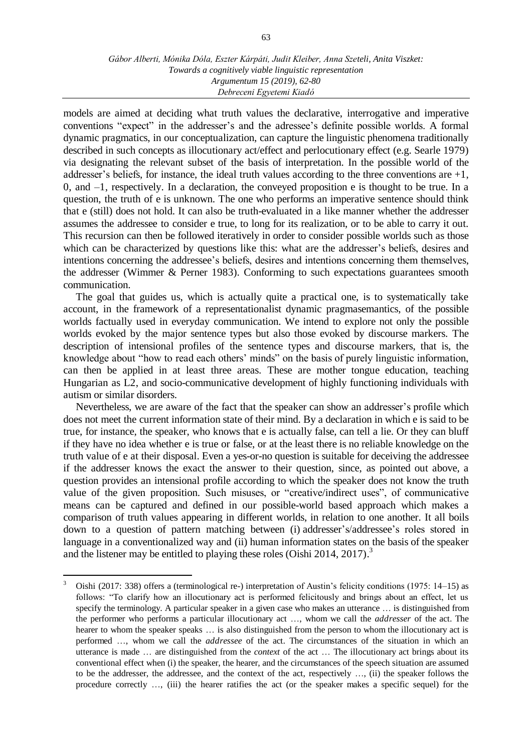models are aimed at deciding what truth values the declarative, interrogative and imperative conventions "expect" in the addresser's and the adressee's definite possible worlds. A formal dynamic pragmatics, in our conceptualization, can capture the linguistic phenomena traditionally described in such concepts as illocutionary act/effect and perlocutionary effect (e.g. Searle 1979) via designating the relevant subset of the basis of interpretation. In the possible world of the addresser's beliefs, for instance, the ideal truth values according to the three conventions are +1, 0, and –1, respectively. In a declaration, the conveyed proposition e is thought to be true. In a question, the truth of e is unknown. The one who performs an imperative sentence should think that e (still) does not hold. It can also be truth-evaluated in a like manner whether the addresser assumes the addressee to consider e true, to long for its realization, or to be able to carry it out. This recursion can then be followed iteratively in order to consider possible worlds such as those which can be characterized by questions like this: what are the addresser's beliefs, desires and intentions concerning the addressee's beliefs, desires and intentions concerning them themselves, the addresser (Wimmer & Perner 1983). Conforming to such expectations guarantees smooth communication.

The goal that guides us, which is actually quite a practical one, is to systematically take account, in the framework of a representationalist dynamic pragmasemantics, of the possible worlds factually used in everyday communication. We intend to explore not only the possible worlds evoked by the major sentence types but also those evoked by discourse markers. The description of intensional profiles of the sentence types and discourse markers, that is, the knowledge about "how to read each others' minds" on the basis of purely linguistic information, can then be applied in at least three areas. These are mother tongue education, teaching Hungarian as L2, and socio-communicative development of highly functioning individuals with autism or similar disorders.

Nevertheless, we are aware of the fact that the speaker can show an addresser's profile which does not meet the current information state of their mind. By a declaration in which e is said to be true, for instance, the speaker, who knows that e is actually false, can tell a lie. Or they can bluff if they have no idea whether e is true or false, or at the least there is no reliable knowledge on the truth value of e at their disposal. Even a yes-or-no question is suitable for deceiving the addressee if the addresser knows the exact the answer to their question, since, as pointed out above, a question provides an intensional profile according to which the speaker does not know the truth value of the given proposition. Such misuses, or "creative/indirect uses", of communicative means can be captured and defined in our possible-world based approach which makes a comparison of truth values appearing in different worlds, in relation to one another. It all boils down to a question of pattern matching between (i) addresser's/addressee's roles stored in language in a conventionalized way and (ii) human information states on the basis of the speaker and the listener may be entitled to playing these roles (Oishi 2014, 2017).[3]

---

[3] Oishi (2017: 338) offers a (terminological re-) interpretation of Austin's felicity conditions (1975: 14–15) as follows: "To clarify how an illocutionary act is performed felicitously and brings about an effect, let us specify the terminology. A particular speaker in a given case who makes an utterance … is distinguished from the performer who performs a particular illocutionary act …, whom we call the *addresser* of the act. The hearer to whom the speaker speaks … is also distinguished from the person to whom the illocutionary act is performed …, whom we call the *addressee* of the act. The circumstances of the situation in which an utterance is made … are distinguished from the *context* of the act … The illocutionary act brings about its conventional effect when (i) the speaker, the hearer, and the circumstances of the speech situation are assumed to be the addresser, the addressee, and the context of the act, respectively …, (ii) the speaker follows the procedure correctly …, (iii) the hearer ratifies the act (or the speaker makes a specific sequel) for the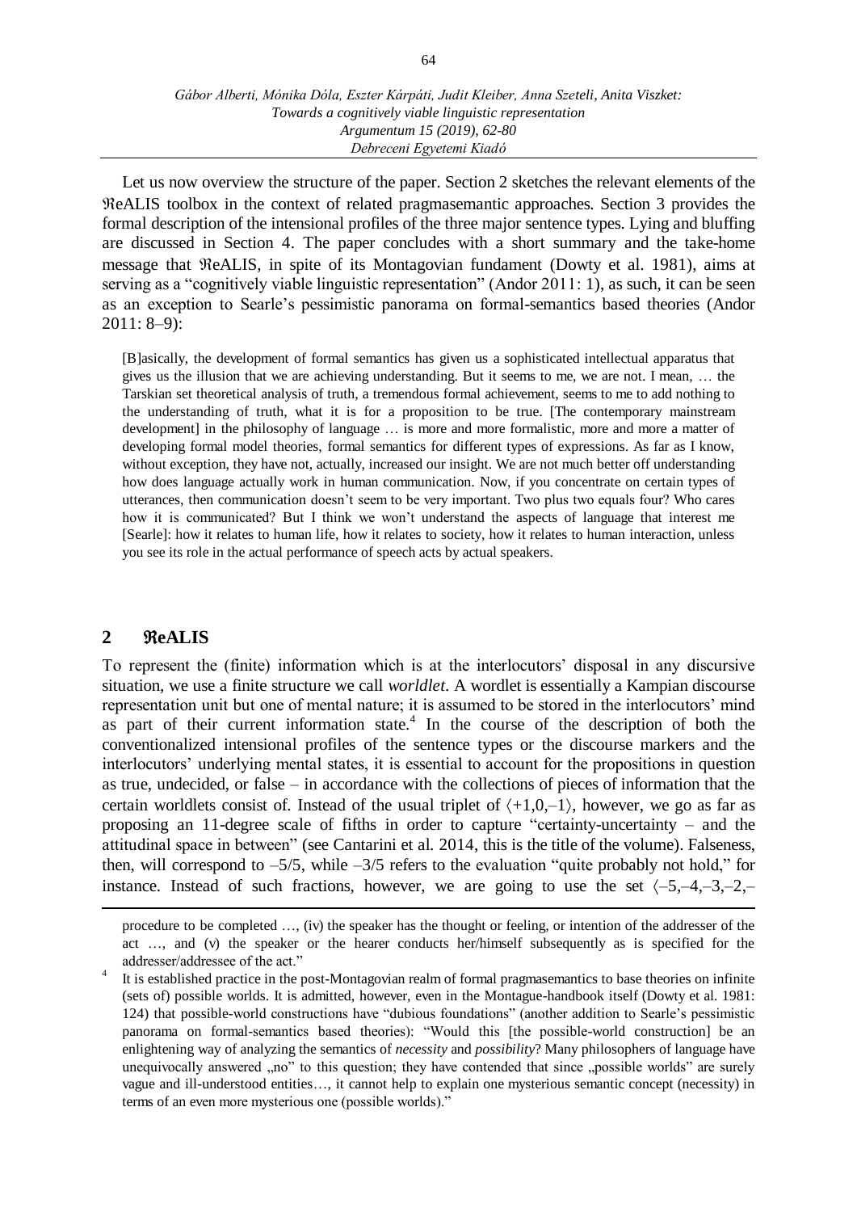Let us now overview the structure of the paper. Section 2 sketches the relevant elements of the ℜeALIS toolbox in the context of related pragmasemantic approaches. Section 3 provides the formal description of the intensional profiles of the three major sentence types. Lying and bluffing are discussed in Section 4. The paper concludes with a short summary and the take-home message that ℜeALIS, in spite of its Montagovian fundament (Dowty et al. 1981), aims at serving as a "cognitively viable linguistic representation" (Andor 2011: 1), as such, it can be seen as an exception to Searle's pessimistic panorama on formal-semantics based theories (Andor 2011: 8–9):

> [B]asically, the development of formal semantics has given us a sophisticated intellectual apparatus that gives us the illusion that we are achieving understanding. But it seems to me, we are not. I mean, … the Tarskian set theoretical analysis of truth, a tremendous formal achievement, seems to me to add nothing to the understanding of truth, what it is for a proposition to be true. [The contemporary mainstream development] in the philosophy of language … is more and more formalistic, more and more a matter of developing formal model theories, formal semantics for different types of expressions. As far as I know, without exception, they have not, actually, increased our insight. We are not much better off understanding how does language actually work in human communication. Now, if you concentrate on certain types of utterances, then communication doesn't seem to be very important. Two plus two equals four? Who cares how it is communicated? But I think we won't understand the aspects of language that interest me [Searle]: how it relates to human life, how it relates to society, how it relates to human interaction, unless you see its role in the actual performance of speech acts by actual speakers.

## 2 ℜeALIS

To represent the (finite) information which is at the interlocutors' disposal in any discursive situation, we use a finite structure we call *worldlet*. A wordlet is essentially a Kampian discourse representation unit but one of mental nature; it is assumed to be stored in the interlocutors' mind as part of their current information state.[4] In the course of the description of both the conventionalized intensional profiles of the sentence types or the discourse markers and the interlocutors' underlying mental states, it is essential to account for the propositions in question as true, undecided, or false – in accordance with the collections of pieces of information that the certain worldlets consist of. Instead of the usual triplet of $\langle +1, 0, -1 \rangle$, however, we go as far as proposing an 11-degree scale of fifths in order to capture "certainty-uncertainty – and the attitudinal space in between" (see Cantarini et al. 2014, this is the title of the volume). Falseness, then, will correspond to $-5/5$, while $-3/5$ refers to the evaluation "quite probably not hold," for instance. Instead of such fractions, however, we are going to use the set $\langle -5, -4, -3, -2, -$

procedure to be completed …, (iv) the speaker has the thought or feeling, or intention of the addresser of the act …, and (v) the speaker or the hearer conducts her/himself subsequently as is specified for the addresser/addressee of the act."

[4] It is established practice in the post-Montagovian realm of formal pragmasemantics to base theories on infinite (sets of) possible worlds. It is admitted, however, even in the Montague-handbook itself (Dowty et al. 1981: 124) that possible-world constructions have "dubious foundations" (another addition to Searle's pessimistic panorama on formal-semantics based theories): "Would this [the possible-world construction] be an enlightening way of analyzing the semantics of *necessity* and *possibility*? Many philosophers of language have unequivocally answered „no" to this question; they have contended that since „possible worlds" are surely vague and ill-understood entities…, it cannot help to explain one mysterious semantic concept (necessity) in terms of an even more mysterious one (possible worlds)."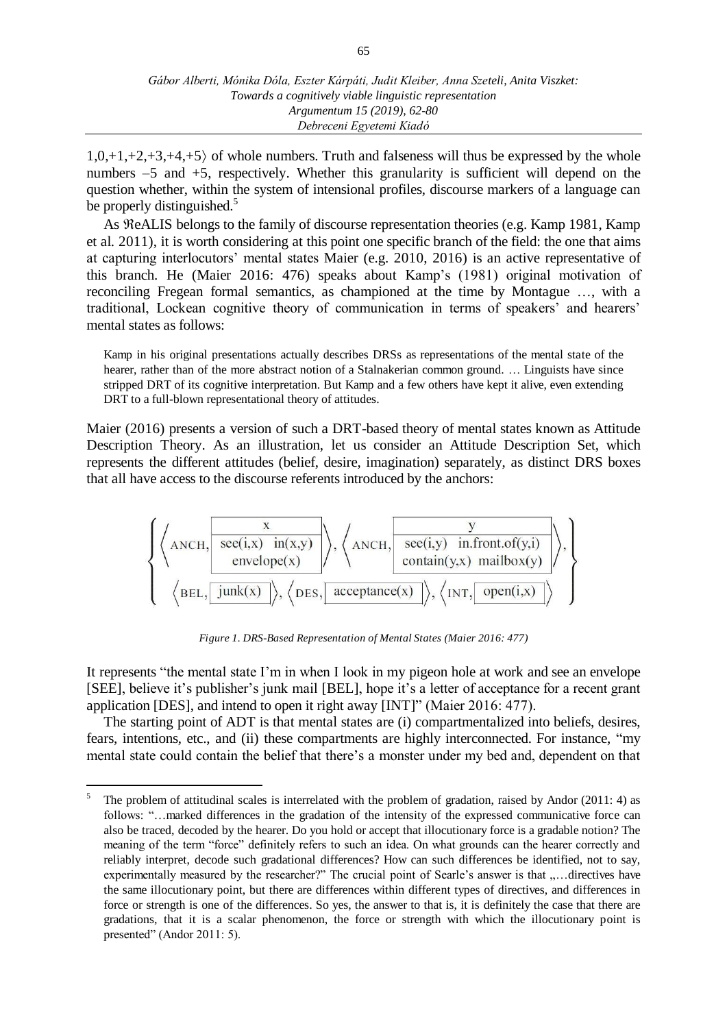$1,0,+1,+2,+3,+4,+5\rangle$ of whole numbers. Truth and falseness will thus be expressed by the whole numbers $-5$ and $+5$, respectively. Whether this granularity is sufficient will depend on the question whether, within the system of intensional profiles, discourse markers of a language can be properly distinguished.[5]

As ℜeALIS belongs to the family of discourse representation theories (e.g. Kamp 1981, Kamp et al. 2011), it is worth considering at this point one specific branch of the field: the one that aims at capturing interlocutors' mental states Maier (e.g. 2010, 2016) is an active representative of this branch. He (Maier 2016: 476) speaks about Kamp's (1981) original motivation of reconciling Fregean formal semantics, as championed at the time by Montague …, with a traditional, Lockean cognitive theory of communication in terms of speakers' and hearers' mental states as follows:

> Kamp in his original presentations actually describes DRSs as representations of the mental state of the hearer, rather than of the more abstract notion of a Stalnakerian common ground. … Linguists have since stripped DRT of its cognitive interpretation. But Kamp and a few others have kept it alive, even extending DRT to a full-blown representational theory of attitudes.

Maier (2016) presents a version of such a DRT-based theory of mental states known as Attitude Description Theory. As an illustration, let us consider an Attitude Description Set, which represents the different attitudes (belief, desire, imagination) separately, as distinct DRS boxes that all have access to the discourse referents introduced by the anchors:

$$\left\{ \begin{array}{c} \left\langle \text{ANCH}, \begin{array}{|c|}\hline \text{x} \\ \hline \text{see(i,x)}\ \ \text{in(x,y)} \\ \text{envelope(x)} \\ \hline \end{array} \right\rangle, \left\langle \text{ANCH}, \begin{array}{|c|}\hline \text{y} \\ \hline \text{see(i,y)}\ \ \text{in.front.of(y,i)} \\ \text{contain(y,x)}\ \ \text{mailbox(y)} \\ \hline \end{array} \right\rangle, \\ \left\langle \text{BEL}, \boxed{\text{junk(x)}} \right\rangle, \left\langle \text{DES}, \boxed{\text{acceptance(x)}} \right\rangle, \left\langle \text{INT}, \boxed{\text{open(i,x)}} \right\rangle \end{array} \right\}$$

*Figure 1. DRS-Based Representation of Mental States (Maier 2016: 477)*

It represents "the mental state I'm in when I look in my pigeon hole at work and see an envelope [SEE], believe it's publisher's junk mail [BEL], hope it's a letter of acceptance for a recent grant application [DES], and intend to open it right away [INT]" (Maier 2016: 477).

The starting point of ADT is that mental states are (i) compartmentalized into beliefs, desires, fears, intentions, etc., and (ii) these compartments are highly interconnected. For instance, "my mental state could contain the belief that there's a monster under my bed and, dependent on that

---

[5] The problem of attitudinal scales is interrelated with the problem of gradation, raised by Andor (2011: 4) as follows: "…marked differences in the gradation of the intensity of the expressed communicative force can also be traced, decoded by the hearer. Do you hold or accept that illocutionary force is a gradable notion? The meaning of the term "force" definitely refers to such an idea. On what grounds can the hearer correctly and reliably interpret, decode such gradational differences? How can such differences be identified, not to say, experimentally measured by the researcher?" The crucial point of Searle's answer is that „…directives have the same illocutionary point, but there are differences within different types of directives, and differences in force or strength is one of the differences. So yes, the answer to that is, it is definitely the case that there are gradations, that it is a scalar phenomenon, the force or strength with which the illocutionary point is presented" (Andor 2011: 5).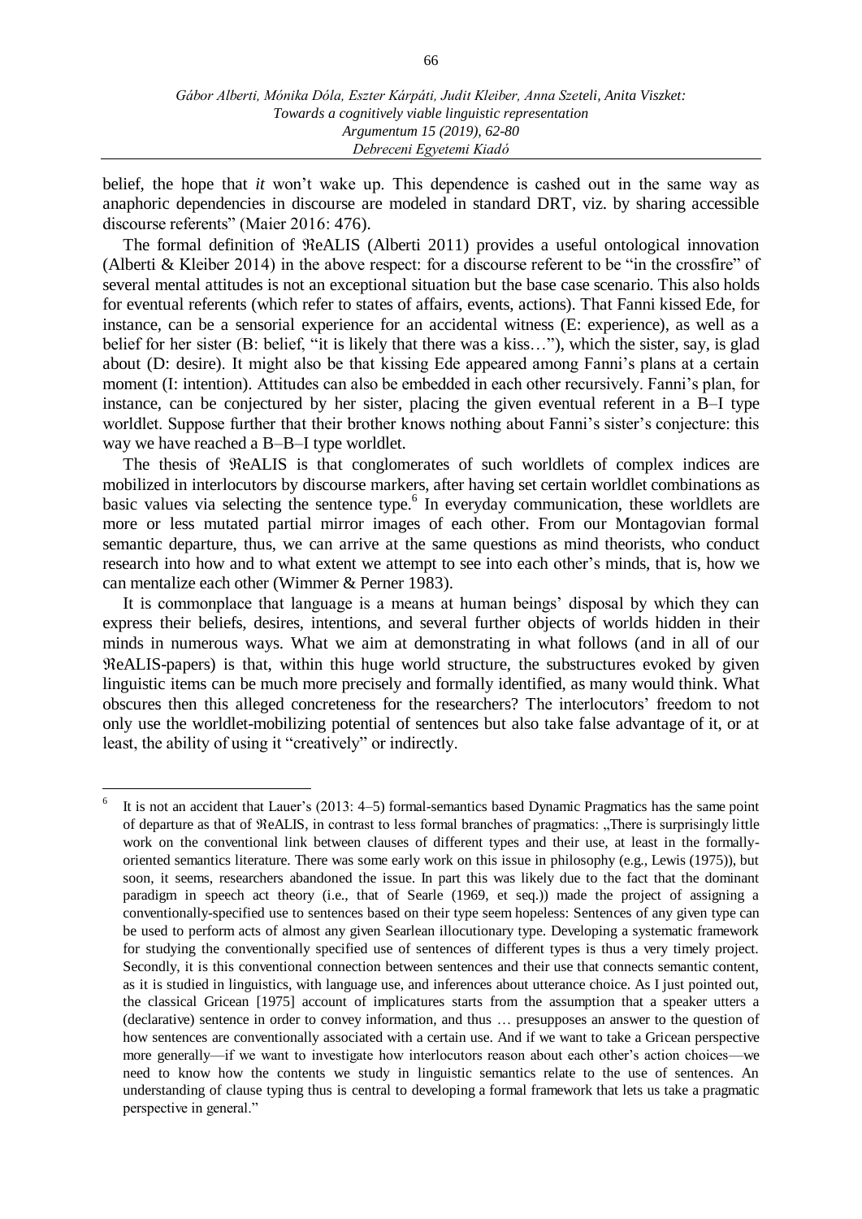belief, the hope that *it* won't wake up. This dependence is cashed out in the same way as anaphoric dependencies in discourse are modeled in standard DRT, viz. by sharing accessible discourse referents" (Maier 2016: 476).

The formal definition of ℜeALIS (Alberti 2011) provides a useful ontological innovation (Alberti & Kleiber 2014) in the above respect: for a discourse referent to be "in the crossfire" of several mental attitudes is not an exceptional situation but the base case scenario. This also holds for eventual referents (which refer to states of affairs, events, actions). That Fanni kissed Ede, for instance, can be a sensorial experience for an accidental witness (E: experience), as well as a belief for her sister (B: belief, "it is likely that there was a kiss…"), which the sister, say, is glad about (D: desire). It might also be that kissing Ede appeared among Fanni's plans at a certain moment (I: intention). Attitudes can also be embedded in each other recursively. Fanni's plan, for instance, can be conjectured by her sister, placing the given eventual referent in a B–I type worldlet. Suppose further that their brother knows nothing about Fanni's sister's conjecture: this way we have reached a B–B–I type worldlet.

The thesis of ℜeALIS is that conglomerates of such worldlets of complex indices are mobilized in interlocutors by discourse markers, after having set certain worldlet combinations as basic values via selecting the sentence type.[6] In everyday communication, these worldlets are more or less mutated partial mirror images of each other. From our Montagovian formal semantic departure, thus, we can arrive at the same questions as mind theorists, who conduct research into how and to what extent we attempt to see into each other's minds, that is, how we can mentalize each other (Wimmer & Perner 1983).

It is commonplace that language is a means at human beings' disposal by which they can express their beliefs, desires, intentions, and several further objects of worlds hidden in their minds in numerous ways. What we aim at demonstrating in what follows (and in all of our ℜeALIS-papers) is that, within this huge world structure, the substructures evoked by given linguistic items can be much more precisely and formally identified, as many would think. What obscures then this alleged concreteness for the researchers? The interlocutors' freedom to not only use the worldlet-mobilizing potential of sentences but also take false advantage of it, or at least, the ability of using it "creatively" or indirectly.

---

[6] It is not an accident that Lauer's (2013: 4–5) formal-semantics based Dynamic Pragmatics has the same point of departure as that of ℜeALIS, in contrast to less formal branches of pragmatics: „There is surprisingly little work on the conventional link between clauses of different types and their use, at least in the formally-oriented semantics literature. There was some early work on this issue in philosophy (e.g., Lewis (1975)), but soon, it seems, researchers abandoned the issue. In part this was likely due to the fact that the dominant paradigm in speech act theory (i.e., that of Searle (1969, et seq.)) made the project of assigning a conventionally-specified use to sentences based on their type seem hopeless: Sentences of any given type can be used to perform acts of almost any given Searlean illocutionary type. Developing a systematic framework for studying the conventionally specified use of sentences of different types is thus a very timely project. Secondly, it is this conventional connection between sentences and their use that connects semantic content, as it is studied in linguistics, with language use, and inferences about utterance choice. As I just pointed out, the classical Gricean [1975] account of implicatures starts from the assumption that a speaker utters a (declarative) sentence in order to convey information, and thus … presupposes an answer to the question of how sentences are conventionally associated with a certain use. And if we want to take a Gricean perspective more generally—if we want to investigate how interlocutors reason about each other's action choices—we need to know how the contents we study in linguistic semantics relate to the use of sentences. An understanding of clause typing thus is central to developing a formal framework that lets us take a pragmatic perspective in general."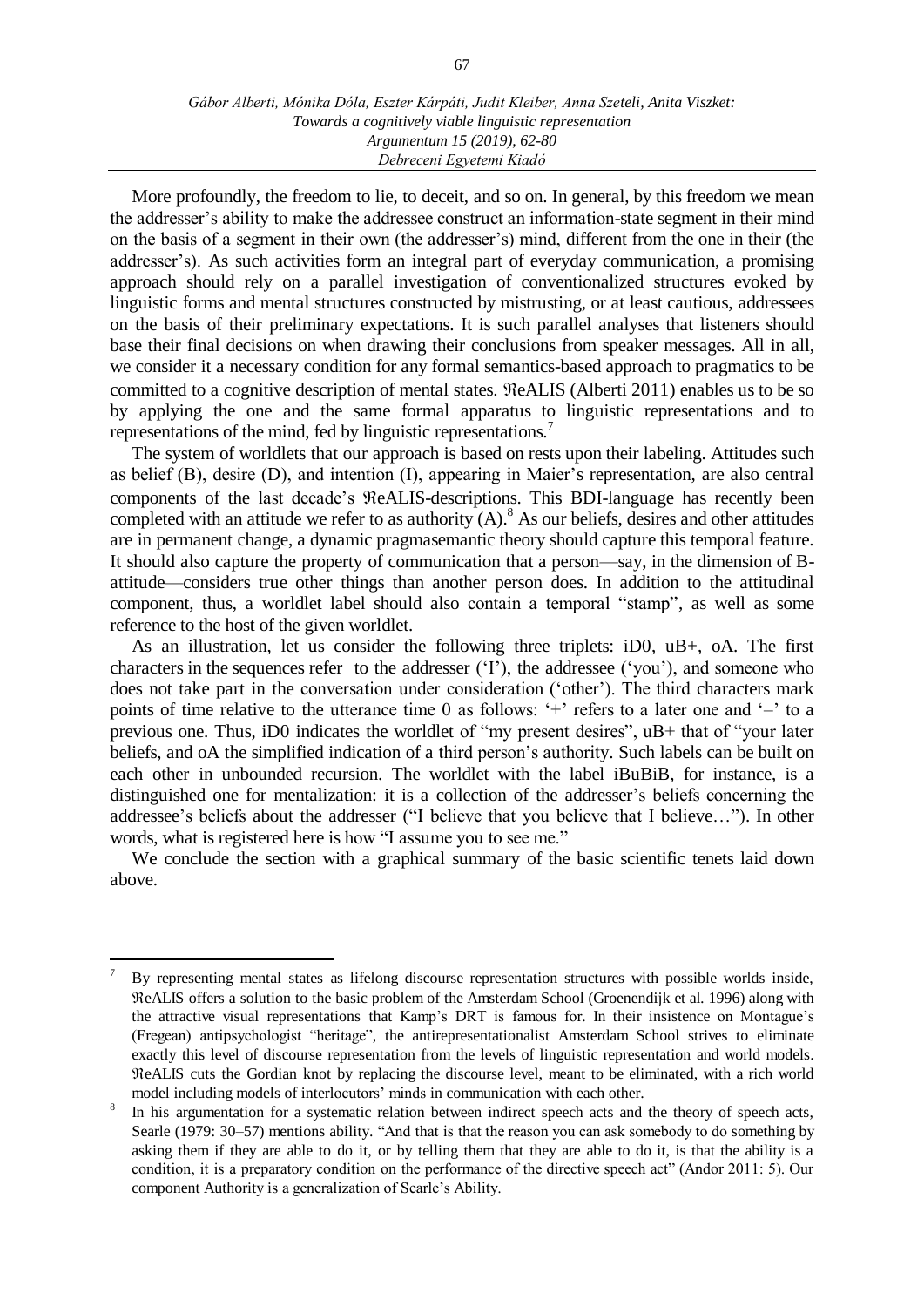More profoundly, the freedom to lie, to deceit, and so on. In general, by this freedom we mean the addresser's ability to make the addressee construct an information-state segment in their mind on the basis of a segment in their own (the addresser's) mind, different from the one in their (the addresser's). As such activities form an integral part of everyday communication, a promising approach should rely on a parallel investigation of conventionalized structures evoked by linguistic forms and mental structures constructed by mistrusting, or at least cautious, addressees on the basis of their preliminary expectations. It is such parallel analyses that listeners should base their final decisions on when drawing their conclusions from speaker messages. All in all, we consider it a necessary condition for any formal semantics-based approach to pragmatics to be committed to a cognitive description of mental states. ℜeALIS (Alberti 2011) enables us to be so by applying the one and the same formal apparatus to linguistic representations and to representations of the mind, fed by linguistic representations.[7]

The system of worldlets that our approach is based on rests upon their labeling. Attitudes such as belief (B), desire (D), and intention (I), appearing in Maier's representation, are also central components of the last decade's ℜeALIS-descriptions. This BDI-language has recently been completed with an attitude we refer to as authority (A).[8] As our beliefs, desires and other attitudes are in permanent change, a dynamic pragmasemantic theory should capture this temporal feature. It should also capture the property of communication that a person—say, in the dimension of B-attitude—considers true other things than another person does. In addition to the attitudinal component, thus, a worldlet label should also contain a temporal "stamp", as well as some reference to the host of the given worldlet.

As an illustration, let us consider the following three triplets: iD0, uB+, oA. The first characters in the sequences refer to the addresser ('I'), the addressee ('you'), and someone who does not take part in the conversation under consideration ('other'). The third characters mark points of time relative to the utterance time 0 as follows: '+' refers to a later one and '–' to a previous one. Thus, iD0 indicates the worldlet of "my present desires", uB+ that of "your later beliefs, and oA the simplified indication of a third person's authority. Such labels can be built on each other in unbounded recursion. The worldlet with the label iBuBiB, for instance, is a distinguished one for mentalization: it is a collection of the addresser's beliefs concerning the addressee's beliefs about the addresser ("I believe that you believe that I believe…"). In other words, what is registered here is how "I assume you to see me."

We conclude the section with a graphical summary of the basic scientific tenets laid down above.

---

[7] By representing mental states as lifelong discourse representation structures with possible worlds inside, ℜeALIS offers a solution to the basic problem of the Amsterdam School (Groenendijk et al. 1996) along with the attractive visual representations that Kamp's DRT is famous for. In their insistence on Montague's (Fregean) antipsychologist "heritage", the antirepresentationalist Amsterdam School strives to eliminate exactly this level of discourse representation from the levels of linguistic representation and world models. ℜeALIS cuts the Gordian knot by replacing the discourse level, meant to be eliminated, with a rich world model including models of interlocutors' minds in communication with each other.

[8] In his argumentation for a systematic relation between indirect speech acts and the theory of speech acts, Searle (1979: 30–57) mentions ability. "And that is that the reason you can ask somebody to do something by asking them if they are able to do it, or by telling them that they are able to do it, is that the ability is a condition, it is a preparatory condition on the performance of the directive speech act" (Andor 2011: 5). Our component Authority is a generalization of Searle's Ability.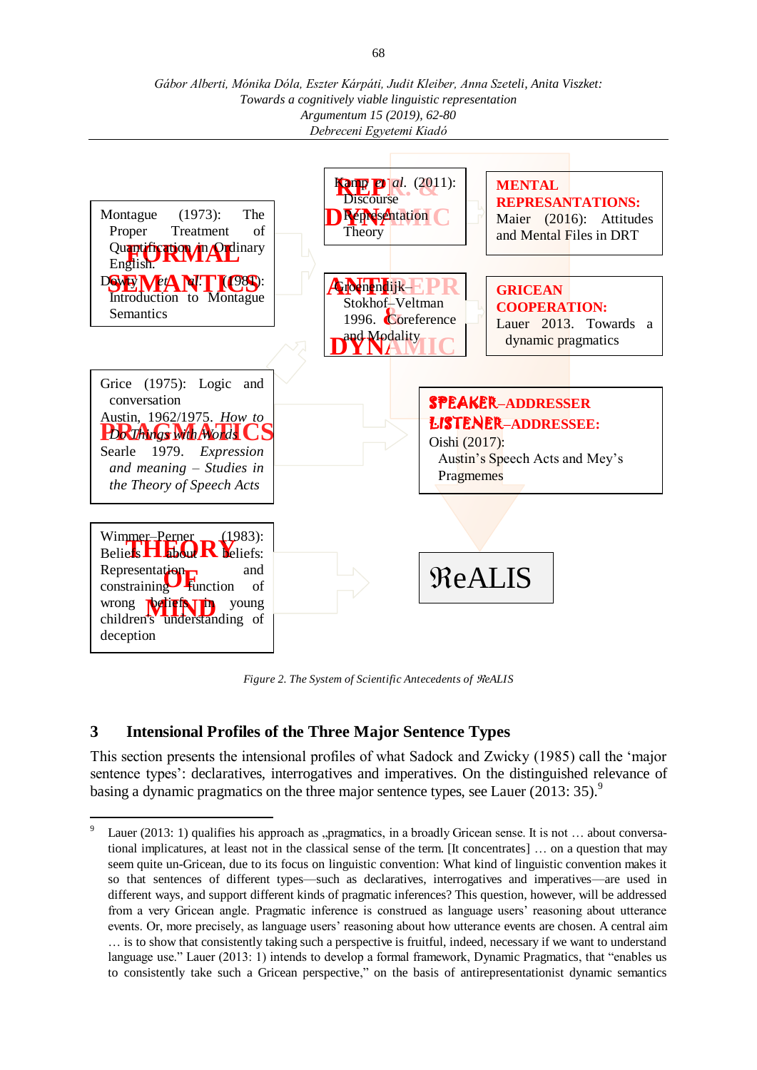Montague (1973): The Proper Treatment of Quantification in Ordinary English.
Dowty et al. (1981): Introduction to Montague Semantics

**FORMAL SEMANTICS**

Kamp et al. (2011): Discourse Representation Theory

**REPR. & DYNAMIC**

**MENTAL REPRESANTATIONS:** Maier (2016): Attitudes and Mental Files in DRT

Groenendijk–Stokhof–Veltman 1996. Coreference and Modality

**ANTI-REPR & DYNAMIC**

**GRICEAN COOPERATION:** Lauer 2013. Towards a dynamic pragmatics

Grice (1975): Logic and conversation
Austin, 1962/1975. *How to Do Things with Words*
Searle 1979. *Expression and meaning – Studies in the Theory of Speech Acts*

**PRAGMATICS**

**SPEAKER–ADDRESSER**
**LISTENER–ADDRESSEE:**
Oishi (2017): Austin's Speech Acts and Mey's Pragmemes

Wimmer–Perner (1983): Beliefs about beliefs: Representation and constraining function of wrong beliefs in young children's understanding of deception

**THEORY OF MIND**

ℜeALIS

*Figure 2. The System of Scientific Antecedents of ℜeALIS*

## 3 Intensional Profiles of the Three Major Sentence Types

This section presents the intensional profiles of what Sadock and Zwicky (1985) call the 'major sentence types': declaratives, interrogatives and imperatives. On the distinguished relevance of basing a dynamic pragmatics on the three major sentence types, see Lauer (2013: 35).[9]

---

[9] Lauer (2013: 1) qualifies his approach as „pragmatics, in a broadly Gricean sense. It is not … about conversational implicatures, at least not in the classical sense of the term. [It concentrates] … on a question that may seem quite un-Gricean, due to its focus on linguistic convention: What kind of linguistic convention makes it so that sentences of different types—such as declaratives, interrogatives and imperatives—are used in different ways, and support different kinds of pragmatic inferences? This question, however, will be addressed from a very Gricean angle. Pragmatic inference is construed as language users' reasoning about utterance events. Or, more precisely, as language users' reasoning about how utterance events are chosen. A central aim … is to show that consistently taking such a perspective is fruitful, indeed, necessary if we want to understand language use." Lauer (2013: 1) intends to develop a formal framework, Dynamic Pragmatics, that "enables us to consistently take such a Gricean perspective," on the basis of antirepresentationist dynamic semantics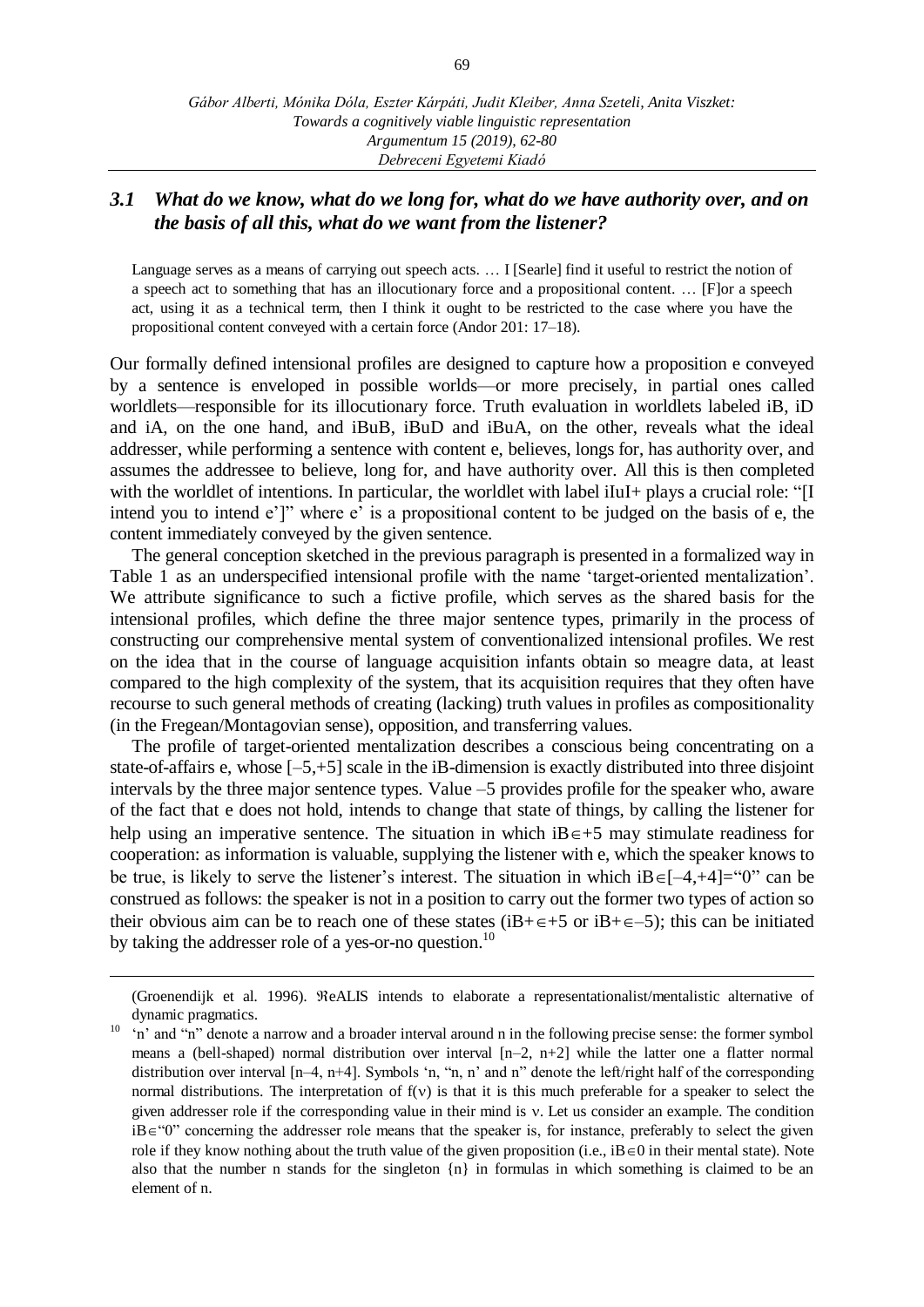## 3.1 *What do we know, what do we long for, what do we have authority over, and on the basis of all this, what do we want from the listener?*

> Language serves as a means of carrying out speech acts. … I [Searle] find it useful to restrict the notion of a speech act to something that has an illocutionary force and a propositional content. … [F]or a speech act, using it as a technical term, then I think it ought to be restricted to the case where you have the propositional content conveyed with a certain force (Andor 201: 17–18).

Our formally defined intensional profiles are designed to capture how a proposition e conveyed by a sentence is enveloped in possible worlds—or more precisely, in partial ones called worldlets—responsible for its illocutionary force. Truth evaluation in worldlets labeled iB, iD and iA, on the one hand, and iBuB, iBuD and iBuA, on the other, reveals what the ideal addresser, while performing a sentence with content e, believes, longs for, has authority over, and assumes the addressee to believe, long for, and have authority over. All this is then completed with the worldlet of intentions. In particular, the worldlet with label iIuI+ plays a crucial role: "[I intend you to intend e']" where e' is a propositional content to be judged on the basis of e, the content immediately conveyed by the given sentence.

The general conception sketched in the previous paragraph is presented in a formalized way in Table 1 as an underspecified intensional profile with the name 'target-oriented mentalization'. We attribute significance to such a fictive profile, which serves as the shared basis for the intensional profiles, which define the three major sentence types, primarily in the process of constructing our comprehensive mental system of conventionalized intensional profiles. We rest on the idea that in the course of language acquisition infants obtain so meagre data, at least compared to the high complexity of the system, that its acquisition requires that they often have recourse to such general methods of creating (lacking) truth values in profiles as compositionality (in the Fregean/Montagovian sense), opposition, and transferring values.

The profile of target-oriented mentalization describes a conscious being concentrating on a state-of-affairs e, whose [–5,+5] scale in the iB-dimension is exactly distributed into three disjoint intervals by the three major sentence types. Value –5 provides profile for the speaker who, aware of the fact that e does not hold, intends to change that state of things, by calling the listener for help using an imperative sentence. The situation in which iB∈+5 may stimulate readiness for cooperation: as information is valuable, supplying the listener with e, which the speaker knows to be true, is likely to serve the listener's interest. The situation in which iB∈[–4,+4]="0" can be construed as follows: the speaker is not in a position to carry out the former two types of action so their obvious aim can be to reach one of these states (iB+∈+5 or iB+∈–5); this can be initiated by taking the addresser role of a yes-or-no question.[10]

---

(Groenendijk et al. 1996). ℜeALIS intends to elaborate a representationalist/mentalistic alternative of dynamic pragmatics.

[10] 'n' and "n" denote a narrow and a broader interval around n in the following precise sense: the former symbol means a (bell-shaped) normal distribution over interval [n–2, n+2] while the latter one a flatter normal distribution over interval [n–4, n+4]. Symbols 'n, "n, n' and n" denote the left/right half of the corresponding normal distributions. The interpretation of f(v) is that it is this much preferable for a speaker to select the given addresser role if the corresponding value in their mind is v. Let us consider an example. The condition iB∈"0" concerning the addresser role means that the speaker is, for instance, preferably to select the given role if they know nothing about the truth value of the given proposition (i.e., iB∈0 in their mental state). Note also that the number n stands for the singleton {n} in formulas in which something is claimed to be an element of n.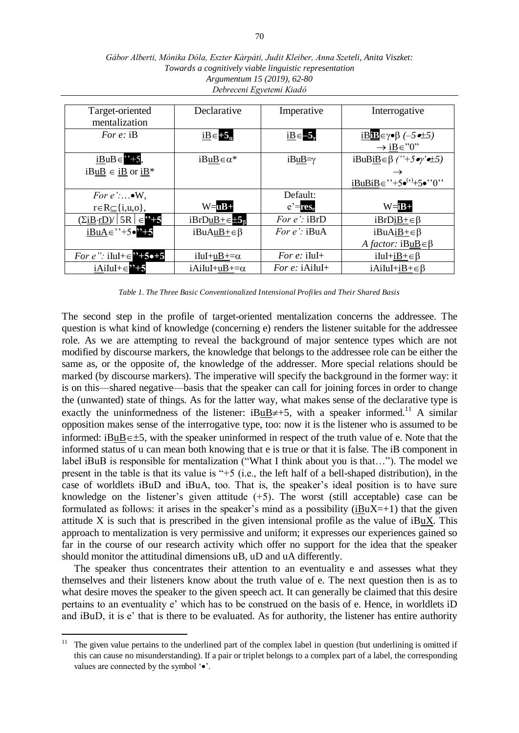| Target-oriented mentalization | Declarative | Imperative | Interrogative |
|---|---|---|---|
| *For e:* iB | $\underline{iB}\in$**+5**$_\alpha$ | $\underline{iB}\in$**–5**$_\gamma$ | $\underline{iB}$**$\underline{iB}$**$\in\gamma\bullet\beta$ *(–5•±5)* $\rightarrow \underline{iB}\in$"0" |
| $\underline{iB}$uB$\in$**"+5**, iB$\underline{uB}$ $\in$ $\underline{iB}$ or $\underline{iB}$* | iB$\underline{uB}\in\alpha$* | iB$\underline{uB}$=$\gamma$ | iBuBi$\underline{B}$$\in\beta$ *("+5•$\gamma$'•±5)* $\rightarrow$ $\underline{iBuBiB}\in$"+5•$^{(\text{'})}$+5•"0" |
| *For e':*…•W, r$\in$R$\subseteq${i,u,o}, | W=**uB+** | Default: e'=**res**$_e$ | W=**iB+** |
| ($\Sigma\underline{iB}\cdot\underline{rD}$)/│5R│$\in$**"+5** | iBrD$\underline{uB+}\in$**±5**$_\beta$ | *For e':* iBrD | iBrD$\underline{iB+}\in\beta$ |
| $\underline{iBuA}\in$"+5•**"+5** | iBuA$\underline{uB+}\in\beta$ | *For e':* iBuA | iBuA$\underline{iB+}\in\beta$ *A factor:* iB$\underline{uB}\in\beta$ |
| *For e":* iIuI+$\in$**"+5•+5** | iIuI+$\underline{uB+}$=$\alpha$ | *For e:* iIuI+ | iIuI+$\underline{iB+}\in\beta$ |
| $\underline{iA}$iIuI+$\in$**"+5** | iAiIuI+$\underline{uB+}$=$\alpha$ | *For e:* iAiIuI+ | iAiIuI+$\underline{iB+}\in\beta$ |

*Table 1. The Three Basic Conventionalized Intensional Profiles and Their Shared Basis*

The second step in the profile of target-oriented mentalization concerns the addressee. The question is what kind of knowledge (concerning e) renders the listener suitable for the addressee role. As we are attempting to reveal the background of major sentence types which are not modified by discourse markers, the knowledge that belongs to the addressee role can be either the same as, or the opposite of, the knowledge of the addresser. More special relations should be marked (by discourse markers). The imperative will specify the background in the former way: it is on this—shared negative—basis that the speaker can call for joining forces in order to change the (unwanted) state of things. As for the latter way, what makes sense of the declarative type is exactly the uninformedness of the listener: iB$\underline{uB}\neq$+5, with a speaker informed.[11] A similar opposition makes sense of the interrogative type, too: now it is the listener who is assumed to be informed: iB$\underline{uB}\in\pm$5, with the speaker uninformed in respect of the truth value of e. Note that the informed status of u can mean both knowing that e is true or that it is false. The iB component in label iBuB is responsible for mentalization ("What I think about you is that…"). The model we present in the table is that its value is "+5 (i.e., the left half of a bell-shaped distribution), in the case of worldlets iBuD and iBuA, too. That is, the speaker's ideal position is to have sure knowledge on the listener's given attitude (+5). The worst (still acceptable) case can be formulated as follows: it arises in the speaker's mind as a possibility ($\underline{iB}$uX=+1) that the given attitude X is such that is prescribed in the given intensional profile as the value of iB$\underline{uX}$. This approach to mentalization is very permissive and uniform; it expresses our experiences gained so far in the course of our research activity which offer no support for the idea that the speaker should monitor the attitudinal dimensions uB, uD and uA differently.

The speaker thus concentrates their attention to an eventuality e and assesses what they themselves and their listeners know about the truth value of e. The next question then is as to what desire moves the speaker to the given speech act. It can generally be claimed that this desire pertains to an eventuality e' which has to be construed on the basis of e. Hence, in worldlets iD and iBuD, it is e' that is there to be evaluated. As for authority, the listener has entire authority

[11] The given value pertains to the underlined part of the complex label in question (but underlining is omitted if this can cause no misunderstanding). If a pair or triplet belongs to a complex part of a label, the corresponding values are connected by the symbol '•'.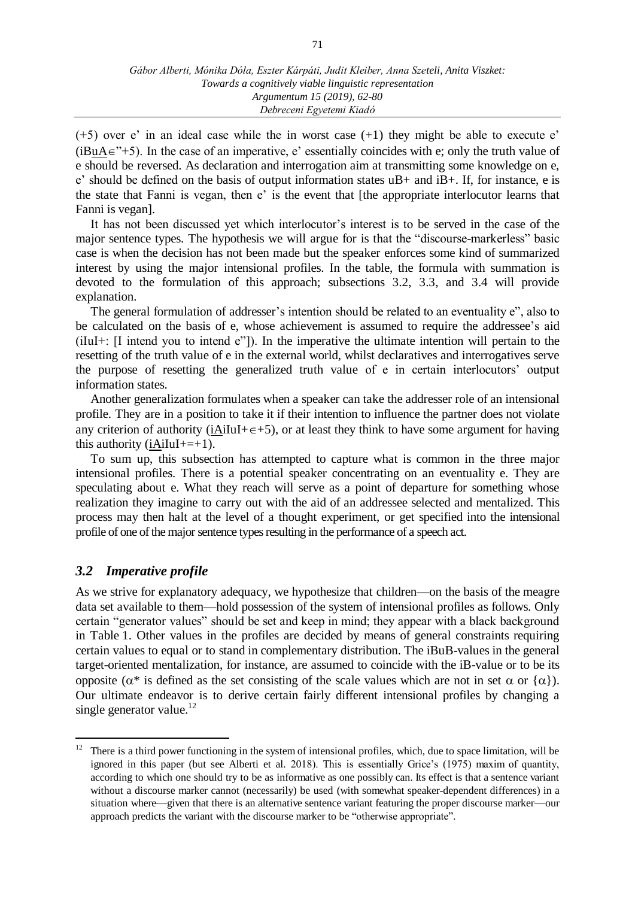(+5) over e' in an ideal case while the in worst case (+1) they might be able to execute e' (iB<u>u</u><u>A</u>∈"+5). In the case of an imperative, e' essentially coincides with e; only the truth value of e should be reversed. As declaration and interrogation aim at transmitting some knowledge on e, e' should be defined on the basis of output information states uB+ and iB+. If, for instance, e is the state that Fanni is vegan, then e' is the event that [the appropriate interlocutor learns that Fanni is vegan].

It has not been discussed yet which interlocutor's interest is to be served in the case of the major sentence types. The hypothesis we will argue for is that the "discourse-markerless" basic case is when the decision has not been made but the speaker enforces some kind of summarized interest by using the major intensional profiles. In the table, the formula with summation is devoted to the formulation of this approach; subsections 3.2, 3.3, and 3.4 will provide explanation.

The general formulation of addresser's intention should be related to an eventuality e", also to be calculated on the basis of e, whose achievement is assumed to require the addressee's aid (iIuI+: [I intend you to intend e"]). In the imperative the ultimate intention will pertain to the resetting of the truth value of e in the external world, whilst declaratives and interrogatives serve the purpose of resetting the generalized truth value of e in certain interlocutors' output information states.

Another generalization formulates when a speaker can take the addresser role of an intensional profile. They are in a position to take it if their intention to influence the partner does not violate any criterion of authority (i<u>A</u>iIuI+∈+5), or at least they think to have some argument for having this authority (i<u>A</u>iIuI+=+1).

To sum up, this subsection has attempted to capture what is common in the three major intensional profiles. There is a potential speaker concentrating on an eventuality e. They are speculating about e. What they reach will serve as a point of departure for something whose realization they imagine to carry out with the aid of an addressee selected and mentalized. This process may then halt at the level of a thought experiment, or get specified into the intensional profile of one of the major sentence types resulting in the performance of a speech act.

### *3.2 Imperative profile*

As we strive for explanatory adequacy, we hypothesize that children—on the basis of the meagre data set available to them—hold possession of the system of intensional profiles as follows. Only certain "generator values" should be set and keep in mind; they appear with a black background in Table 1. Other values in the profiles are decided by means of general constraints requiring certain values to equal or to stand in complementary distribution. The iBuB-values in the general target-oriented mentalization, for instance, are assumed to coincide with the iB-value or to be its opposite ($\alpha^*$ is defined as the set consisting of the scale values which are not in set $\alpha$ or $\{\alpha\}$). Our ultimate endeavor is to derive certain fairly different intensional profiles by changing a single generator value.[12]

[12] There is a third power functioning in the system of intensional profiles, which, due to space limitation, will be ignored in this paper (but see Alberti et al. 2018). This is essentially Grice's (1975) maxim of quantity, according to which one should try to be as informative as one possibly can. Its effect is that a sentence variant without a discourse marker cannot (necessarily) be used (with somewhat speaker-dependent differences) in a situation where—given that there is an alternative sentence variant featuring the proper discourse marker—our approach predicts the variant with the discourse marker to be "otherwise appropriate".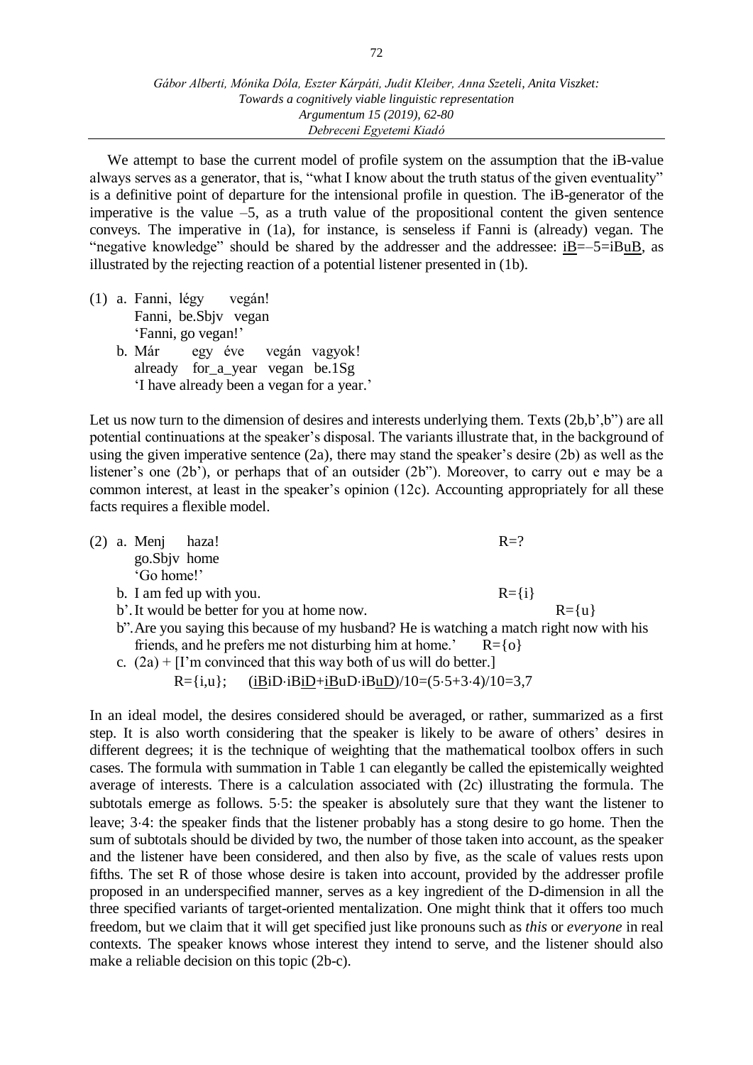We attempt to base the current model of profile system on the assumption that the iB-value always serves as a generator, that is, "what I know about the truth status of the given eventuality" is a definitive point of departure for the intensional profile in question. The iB-generator of the imperative is the value –5, as a truth value of the propositional content the given sentence conveys. The imperative in (1a), for instance, is senseless if Fanni is (already) vegan. The "negative knowledge" should be shared by the addresser and the addressee: <u>iB</u>=–5=iB<u>uB</u>, as illustrated by the rejecting reaction of a potential listener presented in (1b).

(1) a. Fanni, légy vegán!
       Fanni, be.Sbjv vegan
       'Fanni, go vegan!'
    b. Már egy éve vegán vagyok!
       already for_a_year vegan be.1Sg
       'I have already been a vegan for a year.'

Let us now turn to the dimension of desires and interests underlying them. Texts (2b,b',b") are all potential continuations at the speaker's disposal. The variants illustrate that, in the background of using the given imperative sentence (2a), there may stand the speaker's desire (2b) as well as the listener's one (2b'), or perhaps that of an outsider (2b"). Moreover, to carry out e may be a common interest, at least in the speaker's opinion (12c). Accounting appropriately for all these facts requires a flexible model.

(2) a. Menj haza! R=?
       go.Sbjv home
       'Go home!'
    b. I am fed up with you. R={i}
    b'. It would be better for you at home now. R={u}
    b". Are you saying this because of my husband? He is watching a match right now with his friends, and he prefers me not disturbing him at home.' R={o}
    c. (2a) + [I'm convinced that this way both of us will do better.]
       R={i,u}; (<u>iB</u>iD·iB<u>iD</u>+<u>iB</u>uD·iB<u>uD</u>)/10=(5·5+3·4)/10=3,7

In an ideal model, the desires considered should be averaged, or rather, summarized as a first step. It is also worth considering that the speaker is likely to be aware of others' desires in different degrees; it is the technique of weighting that the mathematical toolbox offers in such cases. The formula with summation in Table 1 can elegantly be called the epistemically weighted average of interests. There is a calculation associated with (2c) illustrating the formula. The subtotals emerge as follows. 5·5: the speaker is absolutely sure that they want the listener to leave; 3·4: the speaker finds that the listener probably has a stong desire to go home. Then the sum of subtotals should be divided by two, the number of those taken into account, as the speaker and the listener have been considered, and then also by five, as the scale of values rests upon fifths. The set R of those whose desire is taken into account, provided by the addresser profile proposed in an underspecified manner, serves as a key ingredient of the D-dimension in all the three specified variants of target-oriented mentalization. One might think that it offers too much freedom, but we claim that it will get specified just like pronouns such as *this* or *everyone* in real contexts. The speaker knows whose interest they intend to serve, and the listener should also make a reliable decision on this topic (2b-c).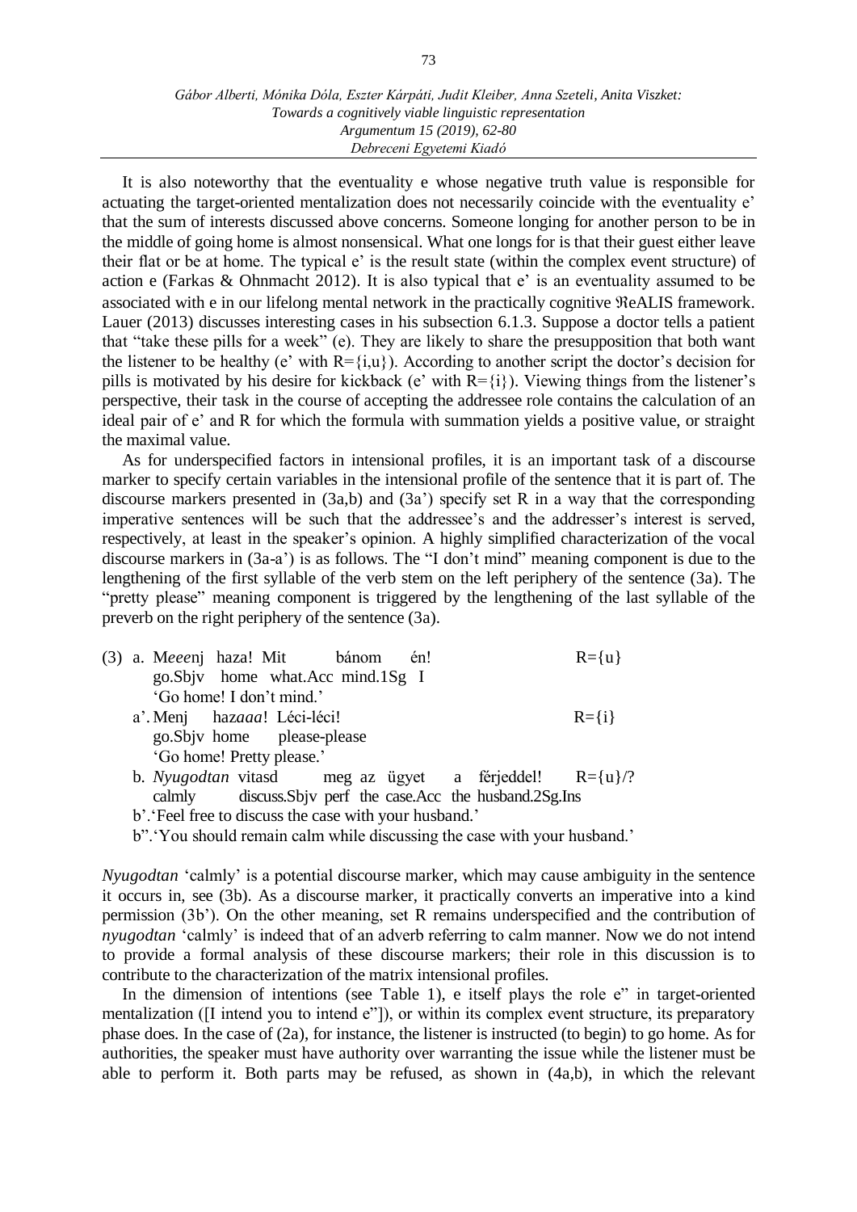It is also noteworthy that the eventuality e whose negative truth value is responsible for actuating the target-oriented mentalization does not necessarily coincide with the eventuality e' that the sum of interests discussed above concerns. Someone longing for another person to be in the middle of going home is almost nonsensical. What one longs for is that their guest either leave their flat or be at home. The typical e' is the result state (within the complex event structure) of action e (Farkas & Ohnmacht 2012). It is also typical that e' is an eventuality assumed to be associated with e in our lifelong mental network in the practically cognitive ℜeALIS framework. Lauer (2013) discusses interesting cases in his subsection 6.1.3. Suppose a doctor tells a patient that "take these pills for a week" (e). They are likely to share the presupposition that both want the listener to be healthy (e' with R={i,u}). According to another script the doctor's decision for pills is motivated by his desire for kickback (e' with R={i}). Viewing things from the listener's perspective, their task in the course of accepting the addressee role contains the calculation of an ideal pair of e' and R for which the formula with summation yields a positive value, or straight the maximal value.

As for underspecified factors in intensional profiles, it is an important task of a discourse marker to specify certain variables in the intensional profile of the sentence that it is part of. The discourse markers presented in (3a,b) and (3a') specify set R in a way that the corresponding imperative sentences will be such that the addressee's and the addresser's interest is served, respectively, at least in the speaker's opinion. A highly simplified characterization of the vocal discourse markers in (3a-a') is as follows. The "I don't mind" meaning component is due to the lengthening of the first syllable of the verb stem on the left periphery of the sentence (3a). The "pretty please" meaning component is triggered by the lengthening of the last syllable of the preverb on the right periphery of the sentence (3a).

(3) a. M*eee*nj haza! Mit bánom én! R={u}
go.Sbjv home what.Acc mind.1Sg I
'Go home! I don't mind.'

a'. Menj haz*aaa*! Léci-léci! R={i}
go.Sbjv home please-please
'Go home! Pretty please.'

b. *Nyugodtan* vitasd meg az ügyet a férjeddel! R={u}/?
calmly discuss.Sbjv perf the case.Acc the husband.2Sg.Ins

b'. 'Feel free to discuss the case with your husband.'

b''. 'You should remain calm while discussing the case with your husband.'

*Nyugodtan* 'calmly' is a potential discourse marker, which may cause ambiguity in the sentence it occurs in, see (3b). As a discourse marker, it practically converts an imperative into a kind permission (3b'). On the other meaning, set R remains underspecified and the contribution of *nyugodtan* 'calmly' is indeed that of an adverb referring to calm manner. Now we do not intend to provide a formal analysis of these discourse markers; their role in this discussion is to contribute to the characterization of the matrix intensional profiles.

In the dimension of intentions (see Table 1), e itself plays the role e" in target-oriented mentalization ([I intend you to intend e"]), or within its complex event structure, its preparatory phase does. In the case of (2a), for instance, the listener is instructed (to begin) to go home. As for authorities, the speaker must have authority over warranting the issue while the listener must be able to perform it. Both parts may be refused, as shown in (4a,b), in which the relevant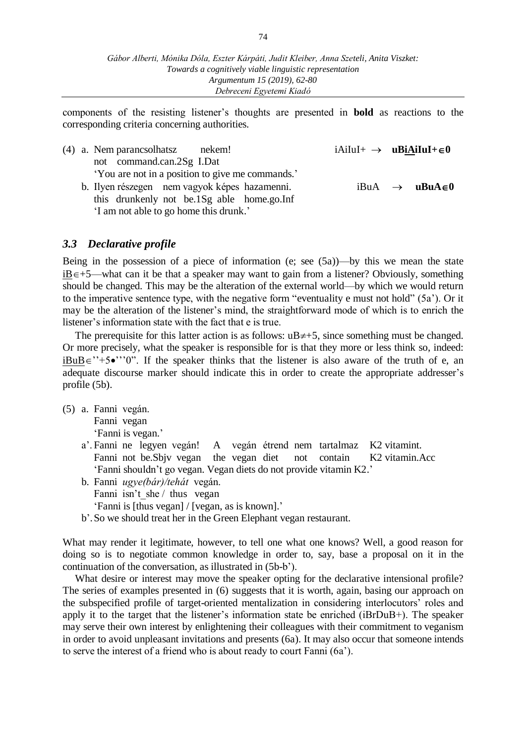components of the resisting listener's thoughts are presented in **bold** as reactions to the corresponding criteria concerning authorities.

(4) a. Nem parancsolhatsz nekem! iAiIuI+ → **uBiAiIuI+∈0**
   not command.can.2Sg I.Dat
   'You are not in a position to give me commands.'

   b. Ilyen részegen nem vagyok képes hazamenni. iBuA → **uBuA∈0**
   this drunkenly not be.1Sg able home.go.Inf
   'I am not able to go home this drunk.'

### *3.3 Declarative profile*

Being in the possession of a piece of information (e; see (5a))—by this we mean the state iB∈+5—what can it be that a speaker may want to gain from a listener? Obviously, something should be changed. This may be the alteration of the external world—by which we would return to the imperative sentence type, with the negative form "eventuality e must not hold" (5a'). Or it may be the alteration of the listener's mind, the straightforward mode of which is to enrich the listener's information state with the fact that e is true.

The prerequisite for this latter action is as follows: uB≠+5, since something must be changed. Or more precisely, what the speaker is responsible for is that they more or less think so, indeed: iBuB∈''+5•'''0". If the speaker thinks that the listener is also aware of the truth of e, an adequate discourse marker should indicate this in order to create the appropriate addresser's profile (5b).

(5) a. Fanni vegán.
   Fanni vegan
   'Fanni is vegan.'

   a'. Fanni ne legyen vegán! A vegán étrend nem tartalmaz K2 vitamint.
   Fanni not be.Sbjv vegan the vegan diet not contain K2 vitamin.Acc
   'Fanni shouldn't go vegan. Vegan diets do not provide vitamin K2.'

   b. Fanni *ugye(bár)/tehát* vegán.
   Fanni isn't_she / thus vegan
   'Fanni is [thus vegan] / [vegan, as is known].'

   b'. So we should treat her in the Green Elephant vegan restaurant.

What may render it legitimate, however, to tell one what one knows? Well, a good reason for doing so is to negotiate common knowledge in order to, say, base a proposal on it in the continuation of the conversation, as illustrated in (5b-b').

What desire or interest may move the speaker opting for the declarative intensional profile? The series of examples presented in (6) suggests that it is worth, again, basing our approach on the subspecified profile of target-oriented mentalization in considering interlocutors' roles and apply it to the target that the listener's information state be enriched (iBrDuB+). The speaker may serve their own interest by enlightening their colleagues with their commitment to veganism in order to avoid unpleasant invitations and presents (6a). It may also occur that someone intends to serve the interest of a friend who is about ready to court Fanni (6a').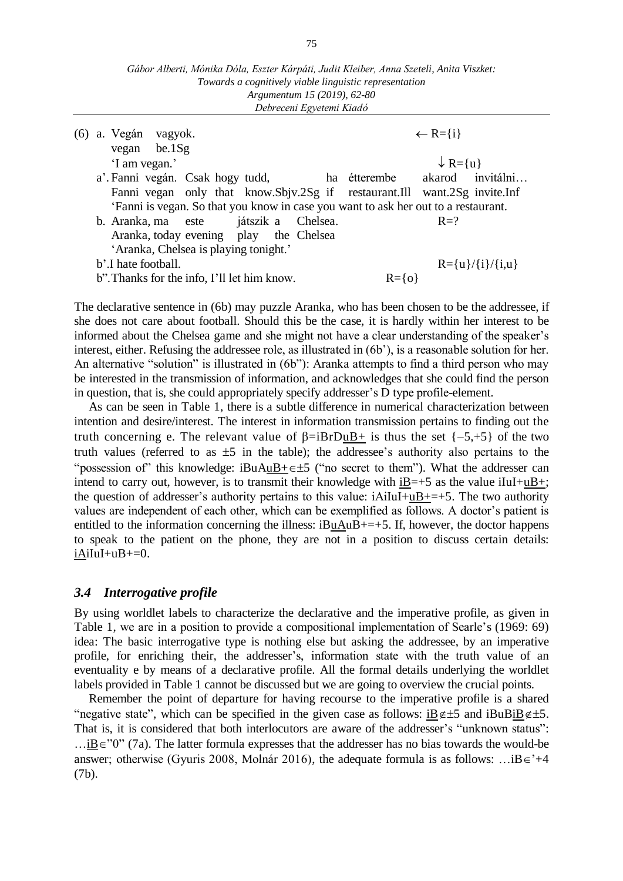(6) a. Vegán vagyok. ← R={i}
vegan be.1Sg
'I am vegan.' ↓ R={u}

a'. Fanni vegán. Csak hogy tudd, ha étterembe akarod invitálni…
Fanni vegan only that know.Sbjv.2Sg if restaurant.Ill want.2Sg invite.Inf
'Fanni is vegan. So that you know in case you want to ask her out to a restaurant.

b. Aranka, ma este játszik a Chelsea. R=?
Aranka, today evening play the Chelsea
'Aranka, Chelsea is playing tonight.'

b'. I hate football. R={u}/{i}/{i,u}

b''. Thanks for the info, I'll let him know. R={o}

The declarative sentence in (6b) may puzzle Aranka, who has been chosen to be the addressee, if she does not care about football. Should this be the case, it is hardly within her interest to be informed about the Chelsea game and she might not have a clear understanding of the speaker's interest, either. Refusing the addressee role, as illustrated in (6b'), is a reasonable solution for her. An alternative "solution" is illustrated in (6b''): Aranka attempts to find a third person who may be interested in the transmission of information, and acknowledges that she could find the person in question, that is, she could appropriately specify addresser's D type profile-element.

As can be seen in Table 1, there is a subtle difference in numerical characterization between intention and desire/interest. The interest in information transmission pertains to finding out the truth concerning e. The relevant value of β=iBrDuB+ is thus the set {–5,+5} of the two truth values (referred to as ±5 in the table); the addressee's authority also pertains to the "possession of" this knowledge: iBuAuB+∈±5 ("no secret to them"). What the addresser can intend to carry out, however, is to transmit their knowledge with iB=+5 as the value iIuI+uB+; the question of addresser's authority pertains to this value: iAiIuI+uB+=+5. The two authority values are independent of each other, which can be exemplified as follows. A doctor's patient is entitled to the information concerning the illness: iBuAuB+=+5. If, however, the doctor happens to speak to the patient on the phone, they are not in a position to discuss certain details: iAiIuI+uB+=0.

### *3.4 Interrogative profile*

By using worldlet labels to characterize the declarative and the imperative profile, as given in Table 1, we are in a position to provide a compositional implementation of Searle's (1969: 69) idea: The basic interrogative type is nothing else but asking the addressee, by an imperative profile, for enriching their, the addresser's, information state with the truth value of an eventuality e by means of a declarative profile. All the formal details underlying the worldlet labels provided in Table 1 cannot be discussed but we are going to overview the crucial points.

Remember the point of departure for having recourse to the imperative profile is a shared "negative state", which can be specified in the given case as follows: iB∉±5 and iBuBiB∉±5. That is, it is considered that both interlocutors are aware of the addresser's "unknown status": …iB∈"0" (7a). The latter formula expresses that the addresser has no bias towards the would-be answer; otherwise (Gyuris 2008, Molnár 2016), the adequate formula is as follows: …iB∈'+4 (7b).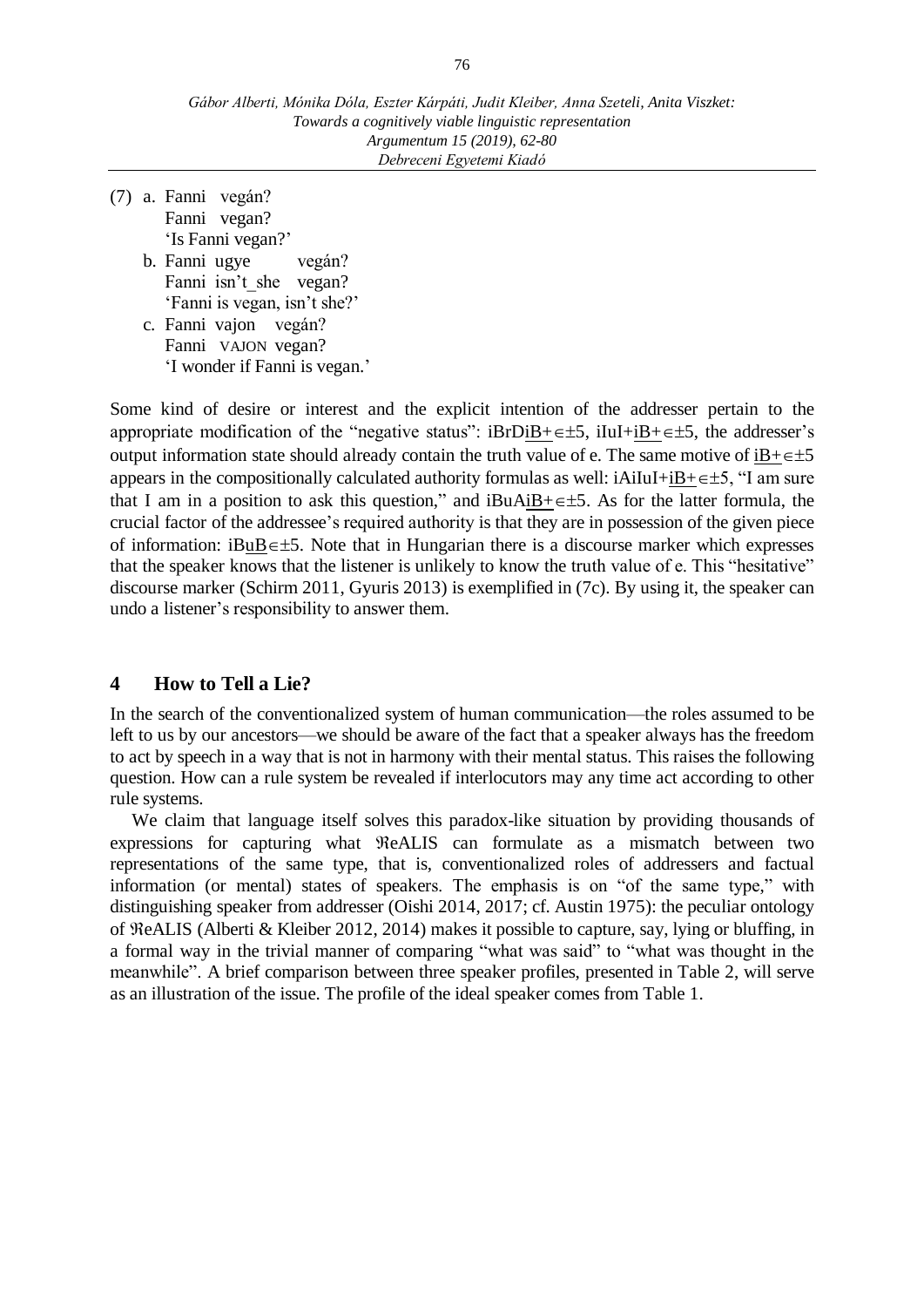(7) a. Fanni vegán?
   Fanni vegan?
   'Is Fanni vegan?'
  b. Fanni ugye vegán?
   Fanni isn't_she vegan?
   'Fanni is vegan, isn't she?'
  c. Fanni vajon vegán?
   Fanni VAJON vegan?
   'I wonder if Fanni is vegan.'

Some kind of desire or interest and the explicit intention of the addresser pertain to the appropriate modification of the "negative status": iBrDiB+∈±5, iIuI+iB+∈±5, the addresser's output information state should already contain the truth value of e. The same motive of iB+∈±5 appears in the compositionally calculated authority formulas as well: iAiIuI+iB+∈±5, "I am sure that I am in a position to ask this question," and iBuAiB+∈±5. As for the latter formula, the crucial factor of the addressee's required authority is that they are in possession of the given piece of information: iBuB∈±5. Note that in Hungarian there is a discourse marker which expresses that the speaker knows that the listener is unlikely to know the truth value of e. This "hesitative" discourse marker (Schirm 2011, Gyuris 2013) is exemplified in (7c). By using it, the speaker can undo a listener's responsibility to answer them.

## 4 How to Tell a Lie?

In the search of the conventionalized system of human communication—the roles assumed to be left to us by our ancestors—we should be aware of the fact that a speaker always has the freedom to act by speech in a way that is not in harmony with their mental status. This raises the following question. How can a rule system be revealed if interlocutors may any time act according to other rule systems.

We claim that language itself solves this paradox-like situation by providing thousands of expressions for capturing what ℜeALIS can formulate as a mismatch between two representations of the same type, that is, conventionalized roles of addressers and factual information (or mental) states of speakers. The emphasis is on "of the same type," with distinguishing speaker from addresser (Oishi 2014, 2017; cf. Austin 1975): the peculiar ontology of ℜeALIS (Alberti & Kleiber 2012, 2014) makes it possible to capture, say, lying or bluffing, in a formal way in the trivial manner of comparing "what was said" to "what was thought in the meanwhile". A brief comparison between three speaker profiles, presented in Table 2, will serve as an illustration of the issue. The profile of the ideal speaker comes from Table 1.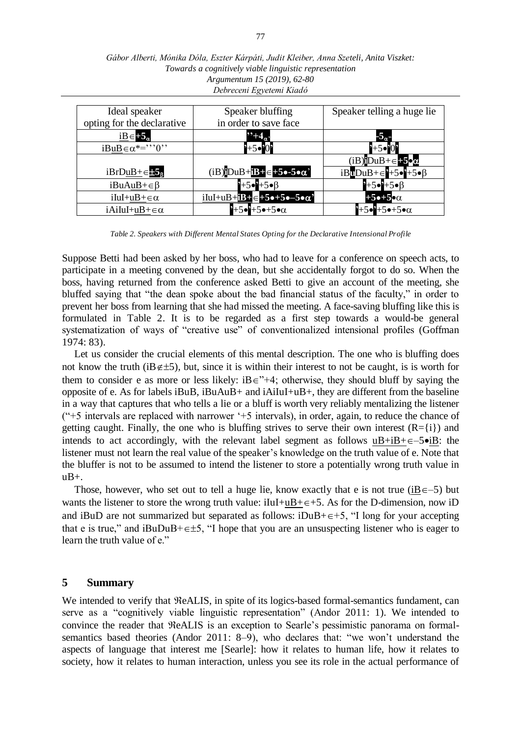| Ideal speaker opting for the declarative | Speaker bluffing in order to save face | Speaker telling a huge lie |
| --- | --- | --- |
| $\underline{iB}\in+5_{\alpha}$ | $"+4_{\alpha}$" | $-5_{\alpha}$" |
| $iB\underline{uB}\in\alpha^*='''0''$ | '+5•'0' | '+5•'0' |
| $iBrD\underline{uB}+\in\pm5_{\beta}$ | (iB)iDuB+iB+∈+5•-5•α' | (iB)iDuB+∈+5•α<br>iBuDuB+∈'+5•'+5•β |
| $iBuA\underline{uB}+\in\beta$ | '+5•'+5•β | '+5•'+5•β |
| $iIuI+\underline{uB+}\in\alpha$ | iIuI+uB+iB+∈+5•+5•–5•α' | +5•+5•α |
| $iAiIuI+\underline{uB+}\in\alpha$ | '+5•'+5•+5•α | '+5•'+5•+5•α |

*Table 2. Speakers with Different Mental States Opting for the Declarative Intensional Profile*

Suppose Betti had been asked by her boss, who had to leave for a conference on speech acts, to participate in a meeting convened by the dean, but she accidentally forgot to do so. When the boss, having returned from the conference asked Betti to give an account of the meeting, she bluffed saying that "the dean spoke about the bad financial status of the faculty," in order to prevent her boss from learning that she had missed the meeting. A face-saving bluffing like this is formulated in Table 2. It is to be regarded as a first step towards a would-be general systematization of ways of "creative use" of conventionalized intensional profiles (Goffman 1974: 83).

Let us consider the crucial elements of this mental description. The one who is bluffing does not know the truth (iB∉±5), but, since it is within their interest to not be caught, is is worth for them to consider e as more or less likely: iB∈"+4; otherwise, they should bluff by saying the opposite of e. As for labels iBuB, iBuAuB+ and iAiIuI+uB+, they are different from the baseline in a way that captures that who tells a lie or a bluff is worth very reliably mentalizing the listener ("+5 intervals are replaced with narrower '+5 intervals), in order, again, to reduce the chance of getting caught. Finally, the one who is bluffing strives to serve their own interest (R={i}) and intends to act accordingly, with the relevant label segment as follows <u>uB</u>+<u>iB</u>+∈–5•<u>iB</u>: the listener must not learn the real value of the speaker's knowledge on the truth value of e. Note that the bluffer is not to be assumed to intend the listener to store a potentially wrong truth value in uB+.

Those, however, who set out to tell a huge lie, know exactly that e is not true (<u>iB</u>∈–5) but wants the listener to store the wrong truth value: iIuI+<u>uB+</u>∈+5. As for the D-dimension, now iD and iBuD are not summarized but separated as follows: iDuB+∈+5, "I long for your accepting that e is true," and iBuDuB+∈±5, "I hope that you are an unsuspecting listener who is eager to learn the truth value of e."

## 5 Summary

We intended to verify that ℜeALIS, in spite of its logics-based formal-semantics fundament, can serve as a "cognitively viable linguistic representation" (Andor 2011: 1). We intended to convince the reader that ℜeALIS is an exception to Searle's pessimistic panorama on formal-semantics based theories (Andor 2011: 8–9), who declares that: "we won't understand the aspects of language that interest me [Searle]: how it relates to human life, how it relates to society, how it relates to human interaction, unless you see its role in the actual performance of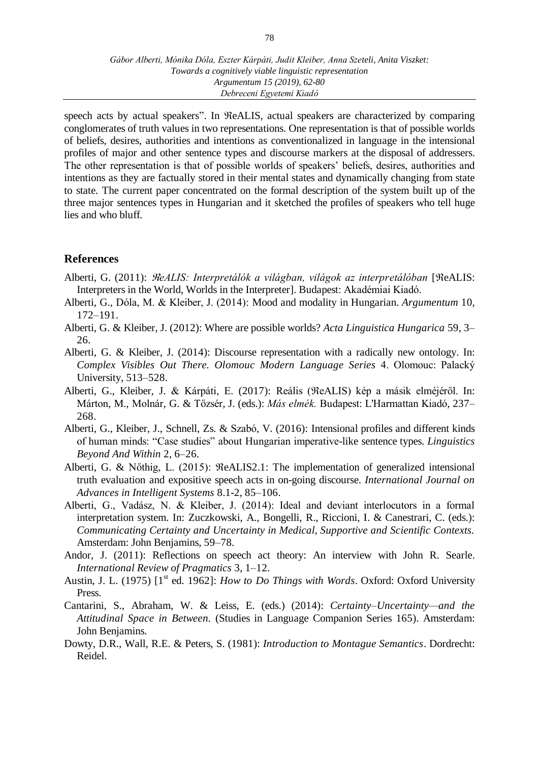speech acts by actual speakers". In ℜeALIS, actual speakers are characterized by comparing conglomerates of truth values in two representations. One representation is that of possible worlds of beliefs, desires, authorities and intentions as conventionalized in language in the intensional profiles of major and other sentence types and discourse markers at the disposal of addressers. The other representation is that of possible worlds of speakers' beliefs, desires, authorities and intentions as they are factually stored in their mental states and dynamically changing from state to state. The current paper concentrated on the formal description of the system built up of the three major sentences types in Hungarian and it sketched the profiles of speakers who tell huge lies and who bluff.

## References

Alberti, G. (2011): *ℜeALIS: Interpretálók a világban, világok az interpretálóban* [ℜeALIS: Interpreters in the World, Worlds in the Interpreter]. Budapest: Akadémiai Kiadó.

Alberti, G., Dóla, M. & Kleiber, J. (2014): Mood and modality in Hungarian. *Argumentum* 10, 172–191.

Alberti, G. & Kleiber, J. (2012): Where are possible worlds? *Acta Linguistica Hungarica* 59, 3–26.

Alberti, G. & Kleiber, J. (2014): Discourse representation with a radically new ontology. In: *Complex Visibles Out There. Olomouc Modern Language Series* 4. Olomouc: Palacký University, 513–528.

Alberti, G., Kleiber, J. & Kárpáti, E. (2017): Reális (ℜeALIS) kép a másik elméjéről. In: Márton, M., Molnár, G. & Tőzsér, J. (eds.): *Más elmék.* Budapest: L'Harmattan Kiadó, 237–268.

Alberti, G., Kleiber, J., Schnell, Zs. & Szabó, V. (2016): Intensional profiles and different kinds of human minds: "Case studies" about Hungarian imperative-like sentence types. *Linguistics Beyond And Within* 2, 6–26.

Alberti, G. & Nőthig, L. (2015): ℜeALIS2.1: The implementation of generalized intensional truth evaluation and expositive speech acts in on-going discourse. *International Journal on Advances in Intelligent Systems* 8.1-2, 85–106.

Alberti, G., Vadász, N. & Kleiber, J. (2014): Ideal and deviant interlocutors in a formal interpretation system. In: Zuczkowski, A., Bongelli, R., Riccioni, I. & Canestrari, C. (eds.): *Communicating Certainty and Uncertainty in Medical, Supportive and Scientific Contexts.* Amsterdam: John Benjamins, 59–78.

Andor, J. (2011): Reflections on speech act theory: An interview with John R. Searle. *International Review of Pragmatics* 3, 1–12.

Austin, J. L. (1975) [1st ed. 1962]: *How to Do Things with Words*. Oxford: Oxford University Press.

Cantarini, S., Abraham, W. & Leiss, E. (eds.) (2014): *Certainty–Uncertainty—and the Attitudinal Space in Between*. (Studies in Language Companion Series 165). Amsterdam: John Benjamins.

Dowty, D.R., Wall, R.E. & Peters, S. (1981): *Introduction to Montague Semantics*. Dordrecht: Reidel.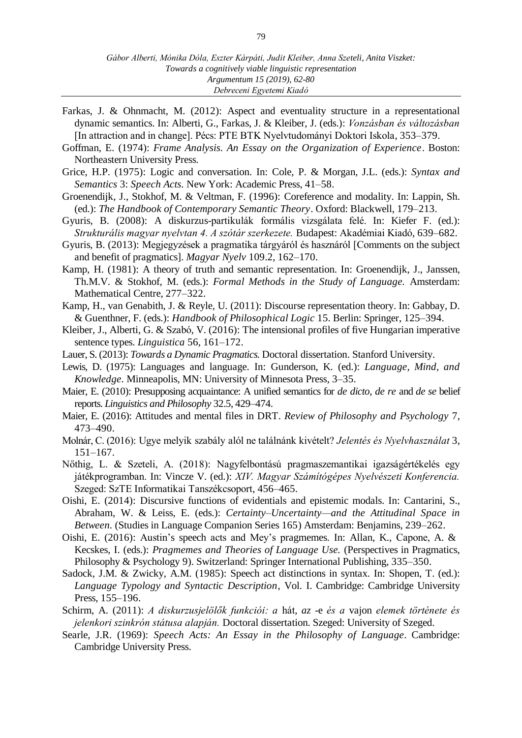Farkas, J. & Ohnmacht, M. (2012): Aspect and eventuality structure in a representational dynamic semantics. In: Alberti, G., Farkas, J. & Kleiber, J. (eds.): *Vonzásban és változásban* [In attraction and in change]. Pécs: PTE BTK Nyelvtudományi Doktori Iskola, 353–379.

Goffman, E. (1974): *Frame Analysis. An Essay on the Organization of Experience*. Boston: Northeastern University Press.

Grice, H.P. (1975): Logic and conversation. In: Cole, P. & Morgan, J.L. (eds.): *Syntax and Semantics* 3: *Speech Acts*. New York: Academic Press, 41–58.

Groenendijk, J., Stokhof, M. & Veltman, F. (1996): Coreference and modality. In: Lappin, Sh. (ed.): *The Handbook of Contemporary Semantic Theory*. Oxford: Blackwell, 179–213.

Gyuris, B. (2008): A diskurzus-partikulák formális vizsgálata felé. In: Kiefer F. (ed.): *Strukturális magyar nyelvtan 4. A szótár szerkezete.* Budapest: Akadémiai Kiadó, 639–682.

Gyuris, B. (2013): Megjegyzések a pragmatika tárgyáról és hasznáról [Comments on the subject and benefit of pragmatics]. *Magyar Nyelv* 109.2, 162–170.

Kamp, H. (1981): A theory of truth and semantic representation. In: Groenendijk, J., Janssen, Th.M.V. & Stokhof, M. (eds.): *Formal Methods in the Study of Language.* Amsterdam: Mathematical Centre, 277–322.

Kamp, H., van Genabith, J. & Reyle, U. (2011): Discourse representation theory. In: Gabbay, D. & Guenthner, F. (eds.): *Handbook of Philosophical Logic* 15. Berlin: Springer, 125–394.

Kleiber, J., Alberti, G. & Szabó, V. (2016): The intensional profiles of five Hungarian imperative sentence types. *Linguistica* 56, 161–172.

Lauer, S. (2013): *Towards a Dynamic Pragmatics*. Doctoral dissertation. Stanford University.

Lewis, D. (1975): Languages and language. In: Gunderson, K. (ed.): *Language, Mind, and Knowledge*. Minneapolis, MN: University of Minnesota Press, 3–35.

Maier, E. (2010): Presupposing acquaintance: A unified semantics for *de dicto*, *de re* and *de se* belief reports. *Linguistics and Philosophy* 32.5, 429–474.

Maier, E. (2016): Attitudes and mental files in DRT. *Review of Philosophy and Psychology* 7, 473–490.

Molnár, C. (2016): Ugye melyik szabály alól ne találnánk kivételt? *Jelentés és Nyelvhasználat* 3, 151–167.

Nőthig, L. & Szeteli, A. (2018): Nagyfelbontású pragmaszemantikai igazságértékelés egy játékprogramban. In: Vincze V. (ed.): *XIV. Magyar Számítógépes Nyelvészeti Konferencia.* Szeged: SzTE Informatikai Tanszékcsoport, 456–465.

Oishi, E. (2014): Discursive functions of evidentials and epistemic modals. In: Cantarini, S., Abraham, W. & Leiss, E. (eds.): *Certainty–Uncertainty—and the Attitudinal Space in Between.* (Studies in Language Companion Series 165) Amsterdam: Benjamins, 239–262.

Oishi, E. (2016): Austin's speech acts and Mey's pragmemes. In: Allan, K., Capone, A. & Kecskes, I. (eds.): *Pragmemes and Theories of Language Use.* (Perspectives in Pragmatics, Philosophy & Psychology 9). Switzerland: Springer International Publishing, 335–350.

Sadock, J.M. & Zwicky, A.M. (1985): Speech act distinctions in syntax. In: Shopen, T. (ed.): *Language Typology and Syntactic Description*, Vol. I. Cambridge: Cambridge University Press, 155–196.

Schirm, A. (2011): *A diskurzusjelölők funkciói: a* hát, az -e *és a* vajon *elemek története és jelenkori szinkrón státusa alapján.* Doctoral dissertation. Szeged: University of Szeged.

Searle, J.R. (1969): *Speech Acts: An Essay in the Philosophy of Language*. Cambridge: Cambridge University Press.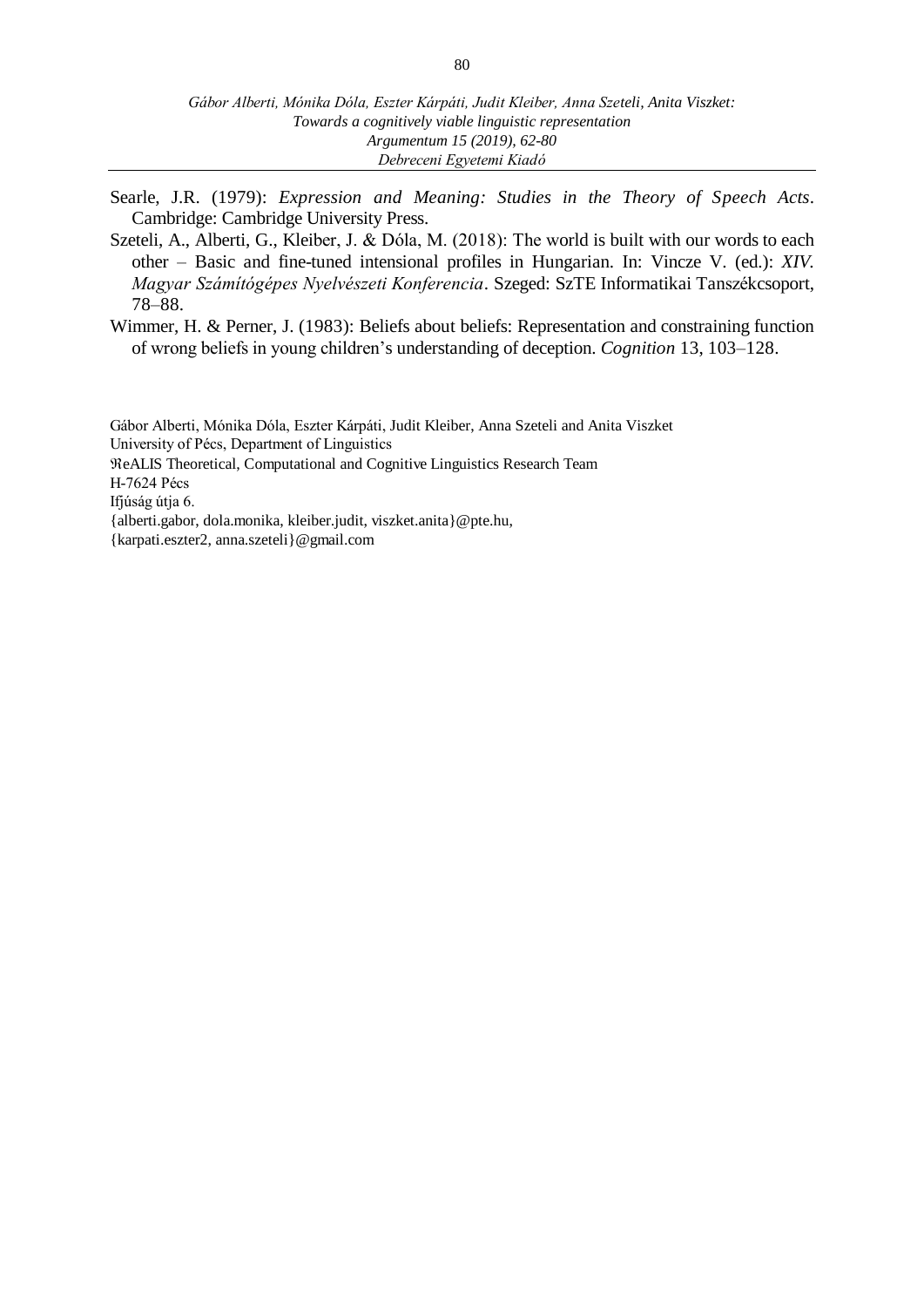Searle, J.R. (1979): *Expression and Meaning: Studies in the Theory of Speech Acts*. Cambridge: Cambridge University Press.

Szeteli, A., Alberti, G., Kleiber, J. & Dóla, M. (2018): The world is built with our words to each other – Basic and fine-tuned intensional profiles in Hungarian. In: Vincze V. (ed.): *XIV. Magyar Számítógépes Nyelvészeti Konferencia*. Szeged: SzTE Informatikai Tanszékcsoport, 78–88.

Wimmer, H. & Perner, J. (1983): Beliefs about beliefs: Representation and constraining function of wrong beliefs in young children's understanding of deception. *Cognition* 13, 103–128.

Gábor Alberti, Mónika Dóla, Eszter Kárpáti, Judit Kleiber, Anna Szeteli and Anita Viszket
University of Pécs, Department of Linguistics
ℜeALIS Theoretical, Computational and Cognitive Linguistics Research Team
H-7624 Pécs
Ifjúság útja 6.
{alberti.gabor, dola.monika, kleiber.judit, viszket.anita}@pte.hu,
{karpati.eszter2, anna.szeteli}@gmail.com